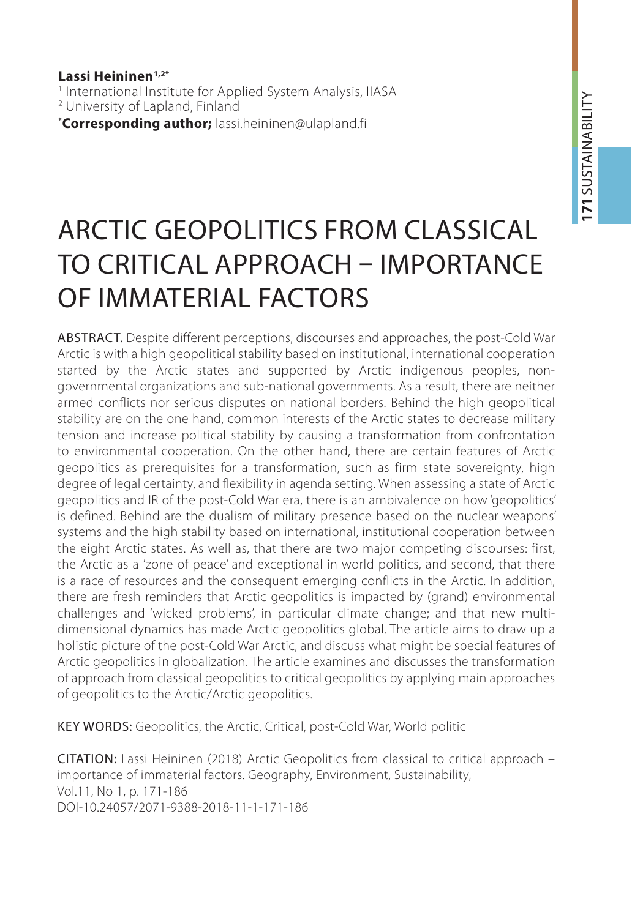**Lassi Heininen[1,2*]**

[1] International Institute for Applied System Analysis, IIASA

[2] University of Lapland, Finland

[*]**Corresponding author;** lassi.heininen@ulapland.fi

# ARCTIC GEOPOLITICS FROM CLASSICAL TO CRITICAL APPROACH – IMPORTANCE OF IMMATERIAL FACTORS

ABSTRACT. Despite different perceptions, discourses and approaches, the post-Cold War Arctic is with a high geopolitical stability based on institutional, international cooperation started by the Arctic states and supported by Arctic indigenous peoples, non-governmental organizations and sub-national governments. As a result, there are neither armed conflicts nor serious disputes on national borders. Behind the high geopolitical stability are on the one hand, common interests of the Arctic states to decrease military tension and increase political stability by causing a transformation from confrontation to environmental cooperation. On the other hand, there are certain features of Arctic geopolitics as prerequisites for a transformation, such as firm state sovereignty, high degree of legal certainty, and flexibility in agenda setting. When assessing a state of Arctic geopolitics and IR of the post-Cold War era, there is an ambivalence on how 'geopolitics' is defined. Behind are the dualism of military presence based on the nuclear weapons' systems and the high stability based on international, institutional cooperation between the eight Arctic states. As well as, that there are two major competing discourses: first, the Arctic as a 'zone of peace' and exceptional in world politics, and second, that there is a race of resources and the consequent emerging conflicts in the Arctic. In addition, there are fresh reminders that Arctic geopolitics is impacted by (grand) environmental challenges and 'wicked problems', in particular climate change; and that new multi-dimensional dynamics has made Arctic geopolitics global. The article aims to draw up a holistic picture of the post-Cold War Arctic, and discuss what might be special features of Arctic geopolitics in globalization. The article examines and discusses the transformation of approach from classical geopolitics to critical geopolitics by applying main approaches of geopolitics to the Arctic/Arctic geopolitics.

KEY WORDS: Geopolitics, the Arctic, Critical, post-Cold War, World politic

CITATION: Lassi Heininen (2018) Arctic Geopolitics from classical to critical approach – importance of immaterial factors. Geography, Environment, Sustainability, Vol.11, No 1, p. 171-186
DOI-10.24057/2071-9388-2018-11-1-171-186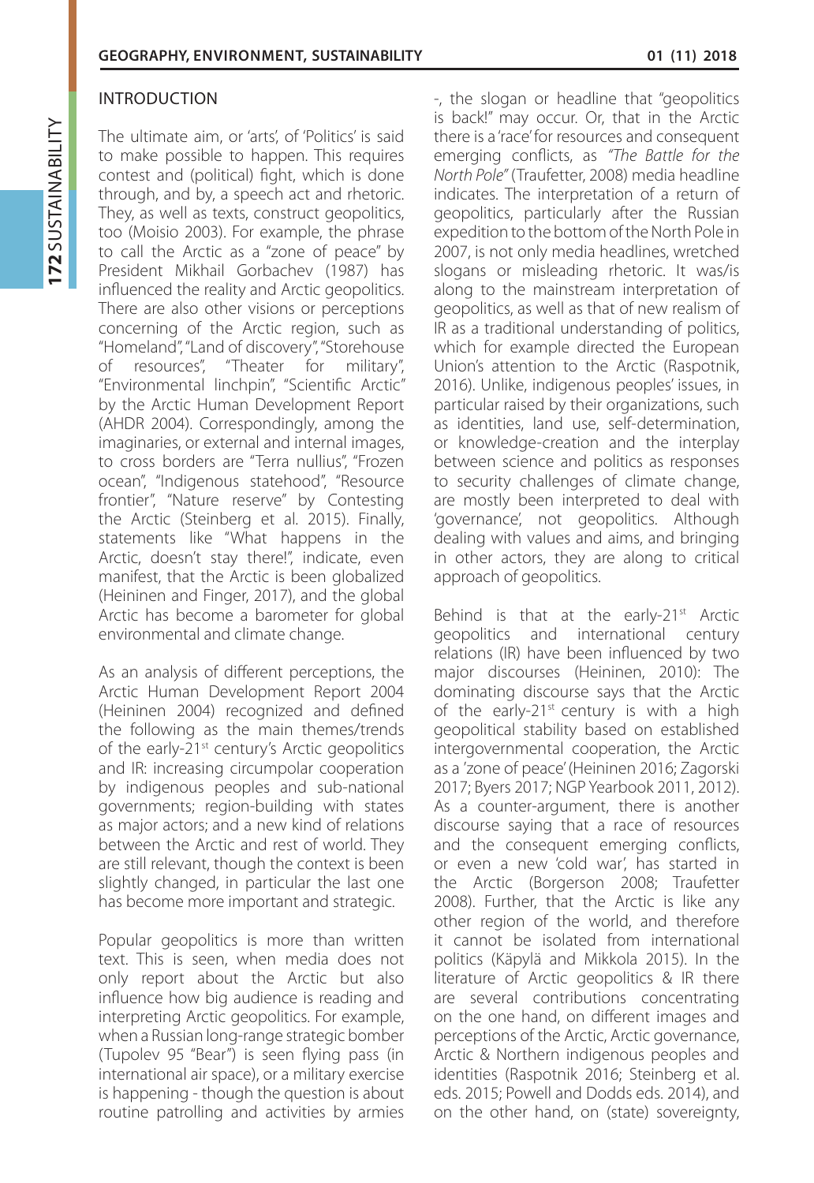## INTRODUCTION

The ultimate aim, or 'arts', of 'Politics' is said to make possible to happen. This requires contest and (political) fight, which is done through, and by, a speech act and rhetoric. They, as well as texts, construct geopolitics, too (Moisio 2003). For example, the phrase to call the Arctic as a "zone of peace" by President Mikhail Gorbachev (1987) has influenced the reality and Arctic geopolitics. There are also other visions or perceptions concerning of the Arctic region, such as "Homeland", "Land of discovery", "Storehouse of resources", "Theater for military", "Environmental linchpin", "Scientific Arctic" by the Arctic Human Development Report (AHDR 2004). Correspondingly, among the imaginaries, or external and internal images, to cross borders are "Terra nullius", "Frozen ocean", "Indigenous statehood", "Resource frontier", "Nature reserve" by Contesting the Arctic (Steinberg et al. 2015). Finally, statements like "What happens in the Arctic, doesn't stay there!", indicate, even manifest, that the Arctic is been globalized (Heininen and Finger, 2017), and the global Arctic has become a barometer for global environmental and climate change.

As an analysis of different perceptions, the Arctic Human Development Report 2004 (Heininen 2004) recognized and defined the following as the main themes/trends of the early-21st century's Arctic geopolitics and IR: increasing circumpolar cooperation by indigenous peoples and sub-national governments; region-building with states as major actors; and a new kind of relations between the Arctic and rest of world. They are still relevant, though the context is been slightly changed, in particular the last one has become more important and strategic.

Popular geopolitics is more than written text. This is seen, when media does not only report about the Arctic but also influence how big audience is reading and interpreting Arctic geopolitics. For example, when a Russian long-range strategic bomber (Tupolev 95 "Bear") is seen flying pass (in international air space), or a military exercise is happening - though the question is about routine patrolling and activities by armies -, the slogan or headline that "geopolitics is back!" may occur. Or, that in the Arctic there is a 'race' for resources and consequent emerging conflicts, as *"The Battle for the North Pole"* (Traufetter, 2008) media headline indicates. The interpretation of a return of geopolitics, particularly after the Russian expedition to the bottom of the North Pole in 2007, is not only media headlines, wretched slogans or misleading rhetoric. It was/is along to the mainstream interpretation of geopolitics, as well as that of new realism of IR as a traditional understanding of politics, which for example directed the European Union's attention to the Arctic (Raspotnik, 2016). Unlike, indigenous peoples' issues, in particular raised by their organizations, such as identities, land use, self-determination, or knowledge-creation and the interplay between science and politics as responses to security challenges of climate change, are mostly been interpreted to deal with 'governance', not geopolitics. Although dealing with values and aims, and bringing in other actors, they are along to critical approach of geopolitics.

Behind is that at the early-21st Arctic geopolitics and international century relations (IR) have been influenced by two major discourses (Heininen, 2010): The dominating discourse says that the Arctic of the early-21st century is with a high geopolitical stability based on established intergovernmental cooperation, the Arctic as a 'zone of peace' (Heininen 2016; Zagorski 2017; Byers 2017; NGP Yearbook 2011, 2012). As a counter-argument, there is another discourse saying that a race of resources and the consequent emerging conflicts, or even a new 'cold war', has started in the Arctic (Borgerson 2008; Traufetter 2008). Further, that the Arctic is like any other region of the world, and therefore it cannot be isolated from international politics (Käpylä and Mikkola 2015). In the literature of Arctic geopolitics & IR there are several contributions concentrating on the one hand, on different images and perceptions of the Arctic, Arctic governance, Arctic & Northern indigenous peoples and identities (Raspotnik 2016; Steinberg et al. eds. 2015; Powell and Dodds eds. 2014), and on the other hand, on (state) sovereignty,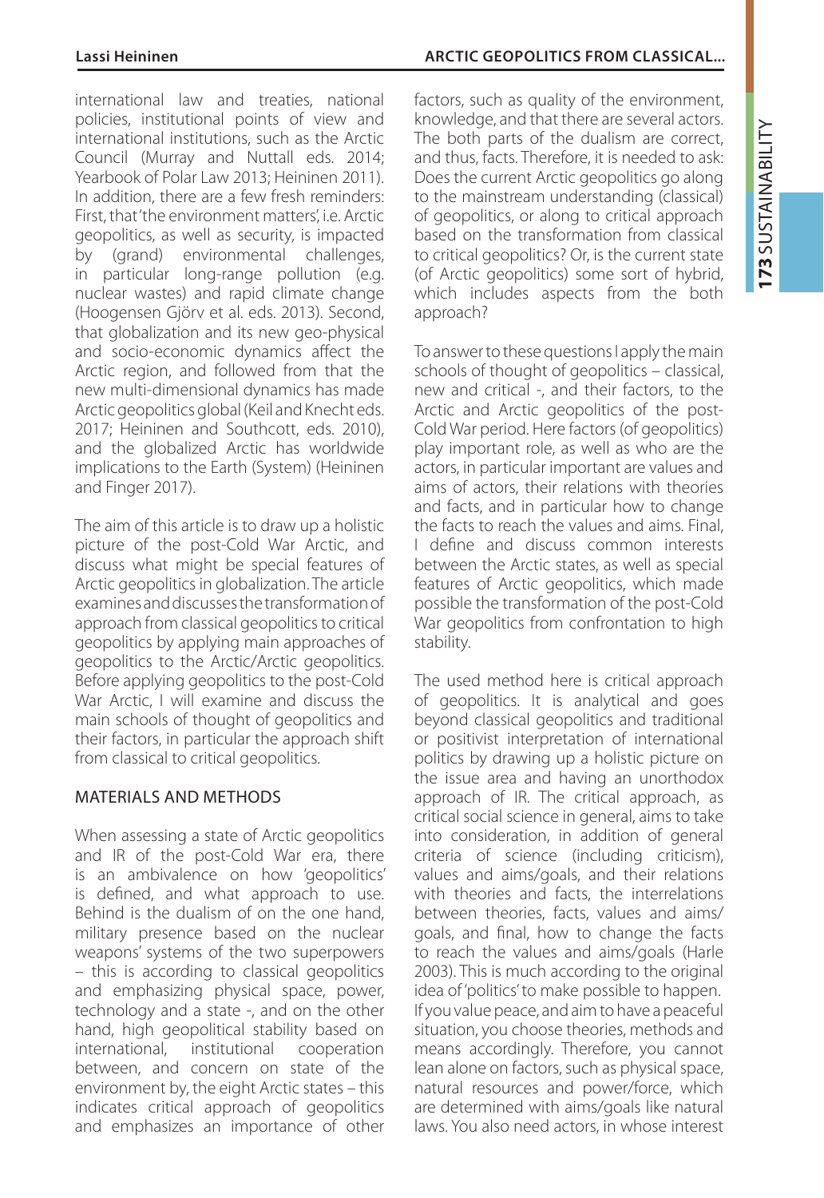international law and treaties, national policies, institutional points of view and international institutions, such as the Arctic Council (Murray and Nuttall eds. 2014; Yearbook of Polar Law 2013; Heininen 2011). In addition, there are a few fresh reminders: First, that 'the environment matters', i.e. Arctic geopolitics, as well as security, is impacted by (grand) environmental challenges, in particular long-range pollution (e.g. nuclear wastes) and rapid climate change (Hoogensen Gjörv et al. eds. 2013). Second, that globalization and its new geo-physical and socio-economic dynamics affect the Arctic region, and followed from that the new multi-dimensional dynamics has made Arctic geopolitics global (Keil and Knecht eds. 2017; Heininen and Southcott, eds. 2010), and the globalized Arctic has worldwide implications to the Earth (System) (Heininen and Finger 2017).

The aim of this article is to draw up a holistic picture of the post-Cold War Arctic, and discuss what might be special features of Arctic geopolitics in globalization. The article examines and discusses the transformation of approach from classical geopolitics to critical geopolitics by applying main approaches of geopolitics to the Arctic/Arctic geopolitics. Before applying geopolitics to the post-Cold War Arctic, I will examine and discuss the main schools of thought of geopolitics and their factors, in particular the approach shift from classical to critical geopolitics.

## MATERIALS AND METHODS

When assessing a state of Arctic geopolitics and IR of the post-Cold War era, there is an ambivalence on how 'geopolitics' is defined, and what approach to use. Behind is the dualism of on the one hand, military presence based on the nuclear weapons' systems of the two superpowers – this is according to classical geopolitics and emphasizing physical space, power, technology and a state -, and on the other hand, high geopolitical stability based on international, institutional cooperation between, and concern on state of the environment by, the eight Arctic states – this indicates critical approach of geopolitics and emphasizes an importance of other factors, such as quality of the environment, knowledge, and that there are several actors. The both parts of the dualism are correct, and thus, facts. Therefore, it is needed to ask: Does the current Arctic geopolitics go along to the mainstream understanding (classical) of geopolitics, or along to critical approach based on the transformation from classical to critical geopolitics? Or, is the current state (of Arctic geopolitics) some sort of hybrid, which includes aspects from the both approach?

To answer to these questions I apply the main schools of thought of geopolitics – classical, new and critical -, and their factors, to the Arctic and Arctic geopolitics of the post-Cold War period. Here factors (of geopolitics) play important role, as well as who are the actors, in particular important are values and aims of actors, their relations with theories and facts, and in particular how to change the facts to reach the values and aims. Final, I define and discuss common interests between the Arctic states, as well as special features of Arctic geopolitics, which made possible the transformation of the post-Cold War geopolitics from confrontation to high stability.

The used method here is critical approach of geopolitics. It is analytical and goes beyond classical geopolitics and traditional or positivist interpretation of international politics by drawing up a holistic picture on the issue area and having an unorthodox approach of IR. The critical approach, as critical social science in general, aims to take into consideration, in addition of general criteria of science (including criticism), values and aims/goals, and their relations with theories and facts, the interrelations between theories, facts, values and aims/goals, and final, how to change the facts to reach the values and aims/goals (Harle 2003). This is much according to the original idea of 'politics' to make possible to happen. If you value peace, and aim to have a peaceful situation, you choose theories, methods and means accordingly. Therefore, you cannot lean alone on factors, such as physical space, natural resources and power/force, which are determined with aims/goals like natural laws. You also need actors, in whose interest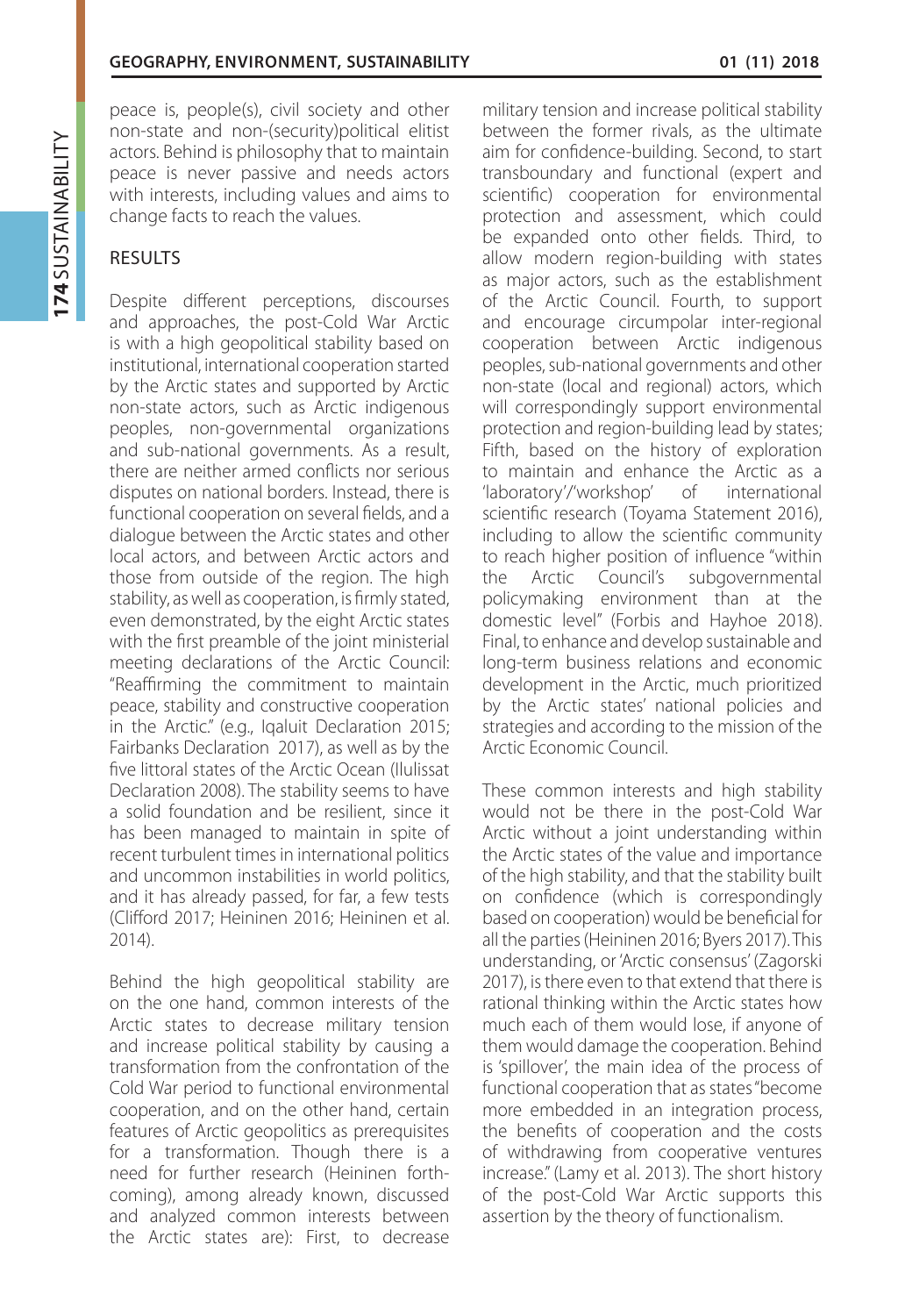peace is, people(s), civil society and other non-state and non-(security)political elitist actors. Behind is philosophy that to maintain peace is never passive and needs actors with interests, including values and aims to change facts to reach the values.

## RESULTS

Despite different perceptions, discourses and approaches, the post-Cold War Arctic is with a high geopolitical stability based on institutional, international cooperation started by the Arctic states and supported by Arctic non-state actors, such as Arctic indigenous peoples, non-governmental organizations and sub-national governments. As a result, there are neither armed conflicts nor serious disputes on national borders. Instead, there is functional cooperation on several fields, and a dialogue between the Arctic states and other local actors, and between Arctic actors and those from outside of the region. The high stability, as well as cooperation, is firmly stated, even demonstrated, by the eight Arctic states with the first preamble of the joint ministerial meeting declarations of the Arctic Council: "Reaffirming the commitment to maintain peace, stability and constructive cooperation in the Arctic." (e.g., Iqaluit Declaration 2015; Fairbanks Declaration 2017), as well as by the five littoral states of the Arctic Ocean (Ilulissat Declaration 2008). The stability seems to have a solid foundation and be resilient, since it has been managed to maintain in spite of recent turbulent times in international politics and uncommon instabilities in world politics, and it has already passed, for far, a few tests (Clifford 2017; Heininen 2016; Heininen et al. 2014).

Behind the high geopolitical stability are on the one hand, common interests of the Arctic states to decrease military tension and increase political stability by causing a transformation from the confrontation of the Cold War period to functional environmental cooperation, and on the other hand, certain features of Arctic geopolitics as prerequisites for a transformation. Though there is a need for further research (Heininen forth-coming), among already known, discussed and analyzed common interests between the Arctic states are): First, to decrease military tension and increase political stability between the former rivals, as the ultimate aim for confidence-building. Second, to start transboundary and functional (expert and scientific) cooperation for environmental protection and assessment, which could be expanded onto other fields. Third, to allow modern region-building with states as major actors, such as the establishment of the Arctic Council. Fourth, to support and encourage circumpolar inter-regional cooperation between Arctic indigenous peoples, sub-national governments and other non-state (local and regional) actors, which will correspondingly support environmental protection and region-building lead by states; Fifth, based on the history of exploration to maintain and enhance the Arctic as a 'laboratory'/'workshop' of international scientific research (Toyama Statement 2016), including to allow the scientific community to reach higher position of influence "within the Arctic Council's subgovernmental policymaking environment than at the domestic level" (Forbis and Hayhoe 2018). Final, to enhance and develop sustainable and long-term business relations and economic development in the Arctic, much prioritized by the Arctic states' national policies and strategies and according to the mission of the Arctic Economic Council.

These common interests and high stability would not be there in the post-Cold War Arctic without a joint understanding within the Arctic states of the value and importance of the high stability, and that the stability built on confidence (which is correspondingly based on cooperation) would be beneficial for all the parties (Heininen 2016; Byers 2017). This understanding, or 'Arctic consensus' (Zagorski 2017), is there even to that extend that there is rational thinking within the Arctic states how much each of them would lose, if anyone of them would damage the cooperation. Behind is 'spillover', the main idea of the process of functional cooperation that as states "become more embedded in an integration process, the benefits of cooperation and the costs of withdrawing from cooperative ventures increase." (Lamy et al. 2013). The short history of the post-Cold War Arctic supports this assertion by the theory of functionalism.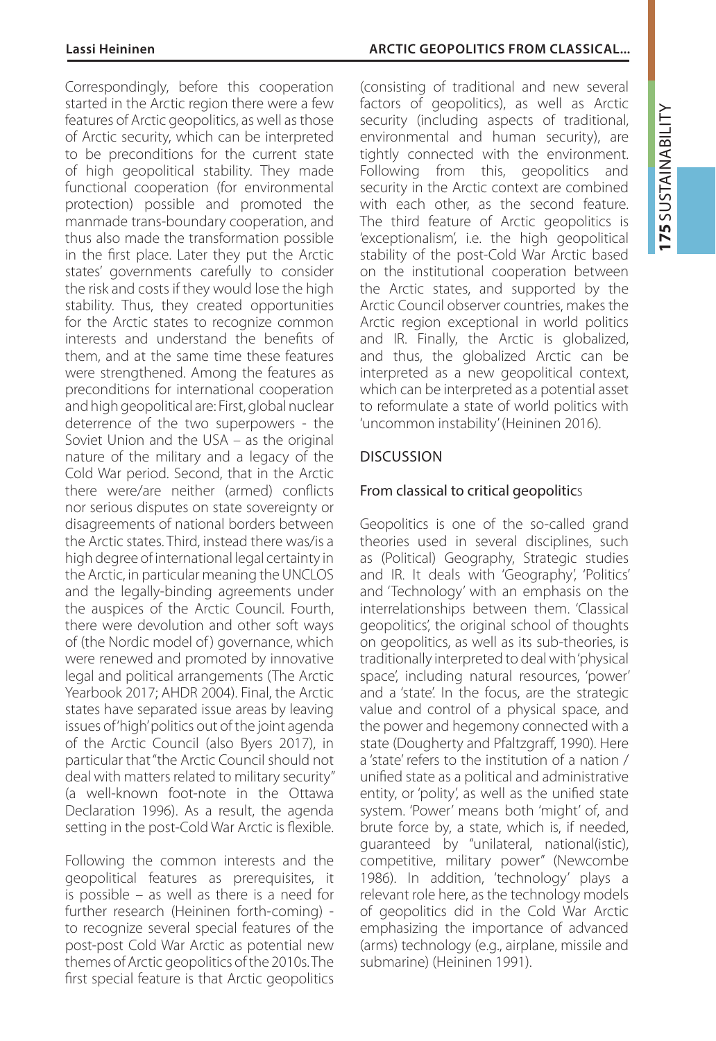Correspondingly, before this cooperation started in the Arctic region there were a few features of Arctic geopolitics, as well as those of Arctic security, which can be interpreted to be preconditions for the current state of high geopolitical stability. They made functional cooperation (for environmental protection) possible and promoted the manmade trans-boundary cooperation, and thus also made the transformation possible in the first place. Later they put the Arctic states' governments carefully to consider the risk and costs if they would lose the high stability. Thus, they created opportunities for the Arctic states to recognize common interests and understand the benefits of them, and at the same time these features were strengthened. Among the features as preconditions for international cooperation and high geopolitical are: First, global nuclear deterrence of the two superpowers - the Soviet Union and the USA – as the original nature of the military and a legacy of the Cold War period. Second, that in the Arctic there were/are neither (armed) conflicts nor serious disputes on state sovereignty or disagreements of national borders between the Arctic states. Third, instead there was/is a high degree of international legal certainty in the Arctic, in particular meaning the UNCLOS and the legally-binding agreements under the auspices of the Arctic Council. Fourth, there were devolution and other soft ways of (the Nordic model of) governance, which were renewed and promoted by innovative legal and political arrangements (The Arctic Yearbook 2017; AHDR 2004). Final, the Arctic states have separated issue areas by leaving issues of 'high' politics out of the joint agenda of the Arctic Council (also Byers 2017), in particular that "the Arctic Council should not deal with matters related to military security" (a well-known foot-note in the Ottawa Declaration 1996). As a result, the agenda setting in the post-Cold War Arctic is flexible.

Following the common interests and the geopolitical features as prerequisites, it is possible – as well as there is a need for further research (Heininen forth-coming) - to recognize several special features of the post-post Cold War Arctic as potential new themes of Arctic geopolitics of the 2010s. The first special feature is that Arctic geopolitics (consisting of traditional and new several factors of geopolitics), as well as Arctic security (including aspects of traditional, environmental and human security), are tightly connected with the environment. Following from this, geopolitics and security in the Arctic context are combined with each other, as the second feature. The third feature of Arctic geopolitics is 'exceptionalism', i.e. the high geopolitical stability of the post-Cold War Arctic based on the institutional cooperation between the Arctic states, and supported by the Arctic Council observer countries, makes the Arctic region exceptional in world politics and IR. Finally, the Arctic is globalized, and thus, the globalized Arctic can be interpreted as a new geopolitical context, which can be interpreted as a potential asset to reformulate a state of world politics with 'uncommon instability' (Heininen 2016).

## DISCUSSION

### From classical to critical geopolitics

Geopolitics is one of the so-called grand theories used in several disciplines, such as (Political) Geography, Strategic studies and IR. It deals with 'Geography', 'Politics' and 'Technology' with an emphasis on the interrelationships between them. 'Classical geopolitics', the original school of thoughts on geopolitics, as well as its sub-theories, is traditionally interpreted to deal with 'physical space', including natural resources, 'power' and a 'state'. In the focus, are the strategic value and control of a physical space, and the power and hegemony connected with a state (Dougherty and Pfaltzgraff, 1990). Here a 'state' refers to the institution of a nation / unified state as a political and administrative entity, or 'polity', as well as the unified state system. 'Power' means both 'might' of, and brute force by, a state, which is, if needed, guaranteed by "unilateral, national(istic), competitive, military power" (Newcombe 1986). In addition, 'technology' plays a relevant role here, as the technology models of geopolitics did in the Cold War Arctic emphasizing the importance of advanced (arms) technology (e.g., airplane, missile and submarine) (Heininen 1991).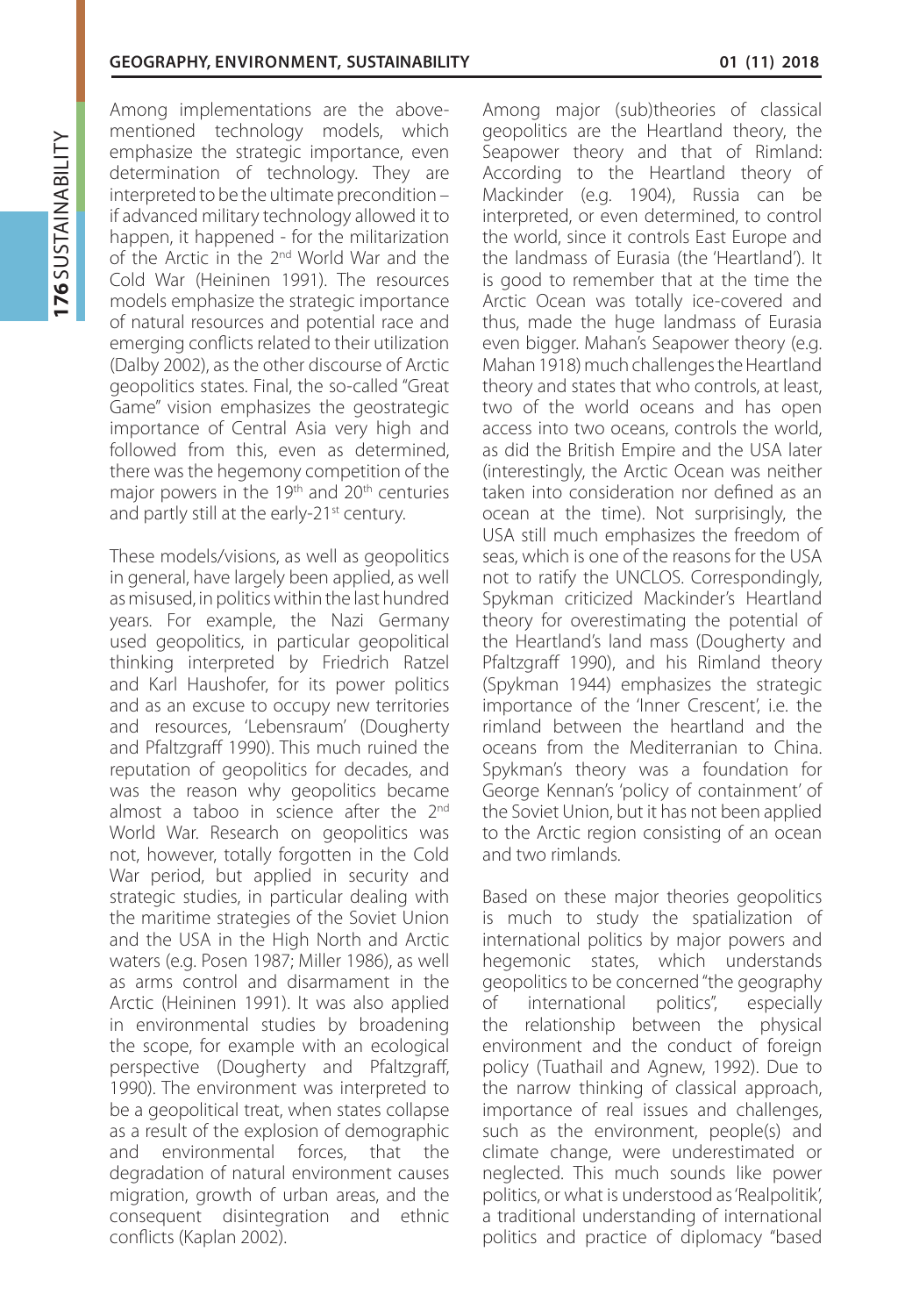Among implementations are the above-mentioned technology models, which emphasize the strategic importance, even determination of technology. They are interpreted to be the ultimate precondition – if advanced military technology allowed it to happen, it happened - for the militarization of the Arctic in the 2nd World War and the Cold War (Heininen 1991). The resources models emphasize the strategic importance of natural resources and potential race and emerging conflicts related to their utilization (Dalby 2002), as the other discourse of Arctic geopolitics states. Final, the so-called "Great Game" vision emphasizes the geostrategic importance of Central Asia very high and followed from this, even as determined, there was the hegemony competition of the major powers in the 19th and 20th centuries and partly still at the early-21st century.

These models/visions, as well as geopolitics in general, have largely been applied, as well as misused, in politics within the last hundred years. For example, the Nazi Germany used geopolitics, in particular geopolitical thinking interpreted by Friedrich Ratzel and Karl Haushofer, for its power politics and as an excuse to occupy new territories and resources, 'Lebensraum' (Dougherty and Pfaltzgraff 1990). This much ruined the reputation of geopolitics for decades, and was the reason why geopolitics became almost a taboo in science after the 2nd World War. Research on geopolitics was not, however, totally forgotten in the Cold War period, but applied in security and strategic studies, in particular dealing with the maritime strategies of the Soviet Union and the USA in the High North and Arctic waters (e.g. Posen 1987; Miller 1986), as well as arms control and disarmament in the Arctic (Heininen 1991). It was also applied in environmental studies by broadening the scope, for example with an ecological perspective (Dougherty and Pfaltzgraff, 1990). The environment was interpreted to be a geopolitical treat, when states collapse as a result of the explosion of demographic and environmental forces, that the degradation of natural environment causes migration, growth of urban areas, and the consequent disintegration and ethnic conflicts (Kaplan 2002).

Among major (sub)theories of classical geopolitics are the Heartland theory, the Seapower theory and that of Rimland: According to the Heartland theory of Mackinder (e.g. 1904), Russia can be interpreted, or even determined, to control the world, since it controls East Europe and the landmass of Eurasia (the 'Heartland'). It is good to remember that at the time the Arctic Ocean was totally ice-covered and thus, made the huge landmass of Eurasia even bigger. Mahan's Seapower theory (e.g. Mahan 1918) much challenges the Heartland theory and states that who controls, at least, two of the world oceans and has open access into two oceans, controls the world, as did the British Empire and the USA later (interestingly, the Arctic Ocean was neither taken into consideration nor defined as an ocean at the time). Not surprisingly, the USA still much emphasizes the freedom of seas, which is one of the reasons for the USA not to ratify the UNCLOS. Correspondingly, Spykman criticized Mackinder's Heartland theory for overestimating the potential of the Heartland's land mass (Dougherty and Pfaltzgraff 1990), and his Rimland theory (Spykman 1944) emphasizes the strategic importance of the 'Inner Crescent', i.e. the rimland between the heartland and the oceans from the Mediterranian to China. Spykman's theory was a foundation for George Kennan's 'policy of containment' of the Soviet Union, but it has not been applied to the Arctic region consisting of an ocean and two rimlands.

Based on these major theories geopolitics is much to study the spatialization of international politics by major powers and hegemonic states, which understands geopolitics to be concerned "the geography of international politics", especially the relationship between the physical environment and the conduct of foreign policy (Tuathail and Agnew, 1992). Due to the narrow thinking of classical approach, importance of real issues and challenges, such as the environment, people(s) and climate change, were underestimated or neglected. This much sounds like power politics, or what is understood as 'Realpolitik', a traditional understanding of international politics and practice of diplomacy "based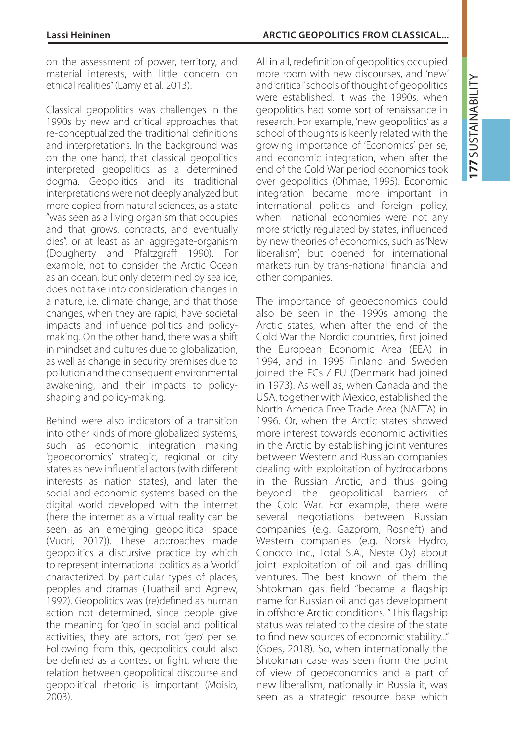on the assessment of power, territory, and material interests, with little concern on ethical realities" (Lamy et al. 2013).

Classical geopolitics was challenges in the 1990s by new and critical approaches that re-conceptualized the traditional definitions and interpretations. In the background was on the one hand, that classical geopolitics interpreted geopolitics as a determined dogma. Geopolitics and its traditional interpretations were not deeply analyzed but more copied from natural sciences, as a state "was seen as a living organism that occupies and that grows, contracts, and eventually dies", or at least as an aggregate-organism (Dougherty and Pfaltzgraff 1990). For example, not to consider the Arctic Ocean as an ocean, but only determined by sea ice, does not take into consideration changes in a nature, i.e. climate change, and that those changes, when they are rapid, have societal impacts and influence politics and policy-making. On the other hand, there was a shift in mindset and cultures due to globalization, as well as change in security premises due to pollution and the consequent environmental awakening, and their impacts to policy-shaping and policy-making.

Behind were also indicators of a transition into other kinds of more globalized systems, such as economic integration making 'geoeconomics' strategic, regional or city states as new influential actors (with different interests as nation states), and later the social and economic systems based on the digital world developed with the internet (here the internet as a virtual reality can be seen as an emerging geopolitical space (Vuori, 2017)). These approaches made geopolitics a discursive practice by which to represent international politics as a 'world' characterized by particular types of places, peoples and dramas (Tuathail and Agnew, 1992). Geopolitics was (re)defined as human action not determined, since people give the meaning for 'geo' in social and political activities, they are actors, not 'geo' per se. Following from this, geopolitics could also be defined as a contest or fight, where the relation between geopolitical discourse and geopolitical rhetoric is important (Moisio, 2003).

All in all, redefinition of geopolitics occupied more room with new discourses, and 'new' and 'critical' schools of thought of geopolitics were established. It was the 1990s, when geopolitics had some sort of renaissance in research. For example, 'new geopolitics' as a school of thoughts is keenly related with the growing importance of 'Economics' per se, and economic integration, when after the end of the Cold War period economics took over geopolitics (Ohmae, 1995). Economic integration became more important in international politics and foreign policy, when national economies were not any more strictly regulated by states, influenced by new theories of economics, such as 'New liberalism', but opened for international markets run by trans-national financial and other companies.

The importance of geoeconomics could also be seen in the 1990s among the Arctic states, when after the end of the Cold War the Nordic countries, first joined the European Economic Area (EEA) in 1994, and in 1995 Finland and Sweden joined the ECs / EU (Denmark had joined in 1973). As well as, when Canada and the USA, together with Mexico, established the North America Free Trade Area (NAFTA) in 1996. Or, when the Arctic states showed more interest towards economic activities in the Arctic by establishing joint ventures between Western and Russian companies dealing with exploitation of hydrocarbons in the Russian Arctic, and thus going beyond the geopolitical barriers of the Cold War. For example, there were several negotiations between Russian companies (e.g. Gazprom, Rosneft) and Western companies (e.g. Norsk Hydro, Conoco Inc., Total S.A., Neste Oy) about joint exploitation of oil and gas drilling ventures. The best known of them the Shtokman gas field "became a flagship name for Russian oil and gas development in offshore Arctic conditions. "This flagship status was related to the desire of the state to find new sources of economic stability..." (Goes, 2018). So, when internationally the Shtokman case was seen from the point of view of geoeconomics and a part of new liberalism, nationally in Russia it, was seen as a strategic resource base which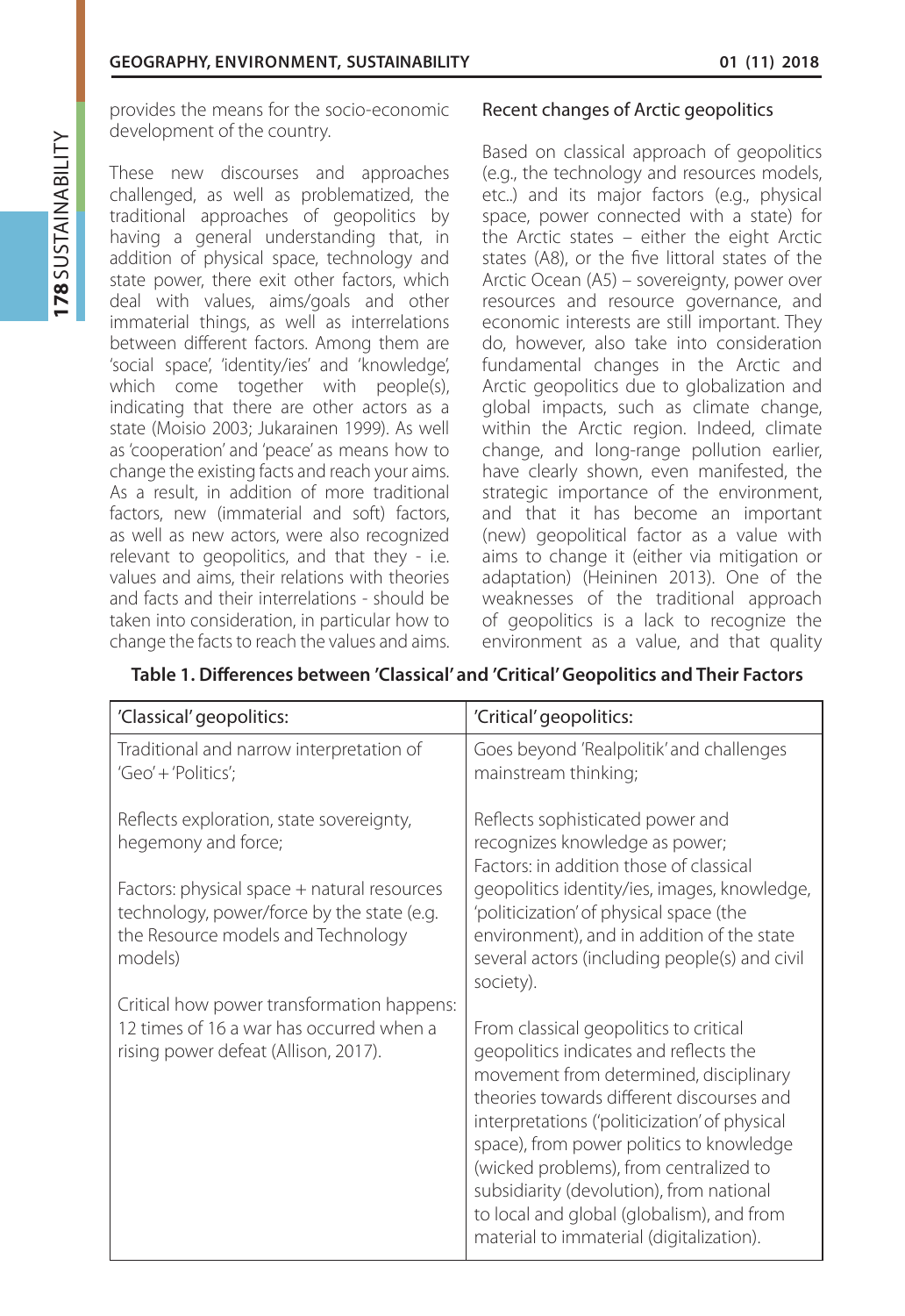provides the means for the socio-economic development of the country.

These new discourses and approaches challenged, as well as problematized, the traditional approaches of geopolitics by having a general understanding that, in addition of physical space, technology and state power, there exit other factors, which deal with values, aims/goals and other immaterial things, as well as interrelations between different factors. Among them are 'social space', 'identity/ies' and 'knowledge', which come together with people(s), indicating that there are other actors as a state (Moisio 2003; Jukarainen 1999). As well as 'cooperation' and 'peace' as means how to change the existing facts and reach your aims. As a result, in addition of more traditional factors, new (immaterial and soft) factors, as well as new actors, were also recognized relevant to geopolitics, and that they - i.e. values and aims, their relations with theories and facts and their interrelations - should be taken into consideration, in particular how to change the facts to reach the values and aims.

## Recent changes of Arctic geopolitics

Based on classical approach of geopolitics (e.g., the technology and resources models, etc..) and its major factors (e.g., physical space, power connected with a state) for the Arctic states – either the eight Arctic states (A8), or the five littoral states of the Arctic Ocean (A5) – sovereignty, power over resources and resource governance, and economic interests are still important. They do, however, also take into consideration fundamental changes in the Arctic and Arctic geopolitics due to globalization and global impacts, such as climate change, within the Arctic region. Indeed, climate change, and long-range pollution earlier, have clearly shown, even manifested, the strategic importance of the environment, and that it has become an important (new) geopolitical factor as a value with aims to change it (either via mitigation or adaptation) (Heininen 2013). One of the weaknesses of the traditional approach of geopolitics is a lack to recognize the environment as a value, and that quality

**Table 1. Differences between 'Classical' and 'Critical' Geopolitics and Their Factors**

| 'Classical' geopolitics: | 'Critical' geopolitics: |
|---|---|
| Traditional and narrow interpretation of 'Geo' + 'Politics';<br><br>Reflects exploration, state sovereignty, hegemony and force;<br><br>Factors: physical space + natural resources technology, power/force by the state (e.g. the Resource models and Technology models)<br><br>Critical how power transformation happens: 12 times of 16 a war has occurred when a rising power defeat (Allison, 2017). | Goes beyond 'Realpolitik' and challenges mainstream thinking;<br><br>Reflects sophisticated power and recognizes knowledge as power;<br>Factors: in addition those of classical geopolitics identity/ies, images, knowledge, 'politicization' of physical space (the environment), and in addition of the state several actors (including people(s) and civil society).<br><br>From classical geopolitics to critical geopolitics indicates and reflects the movement from determined, disciplinary theories towards different discourses and interpretations ('politicization' of physical space), from power politics to knowledge (wicked problems), from centralized to subsidiarity (devolution), from national to local and global (globalism), and from material to immaterial (digitalization). |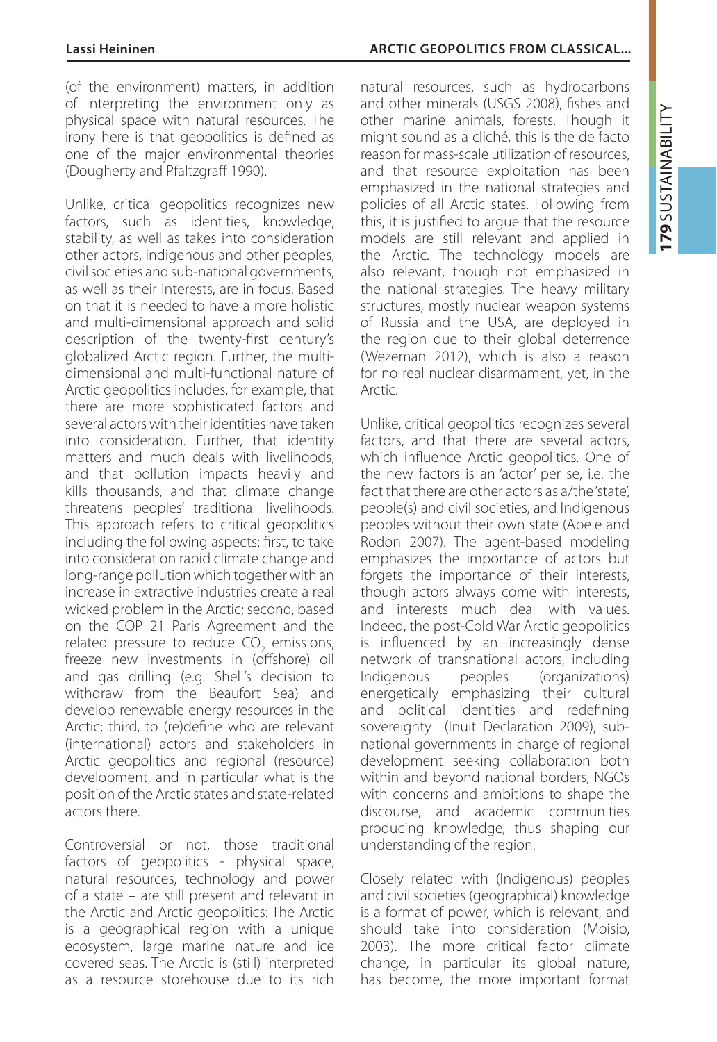(of the environment) matters, in addition of interpreting the environment only as physical space with natural resources. The irony here is that geopolitics is defined as one of the major environmental theories (Dougherty and Pfaltzgraff 1990).

Unlike, critical geopolitics recognizes new factors, such as identities, knowledge, stability, as well as takes into consideration other actors, indigenous and other peoples, civil societies and sub-national governments, as well as their interests, are in focus. Based on that it is needed to have a more holistic and multi-dimensional approach and solid description of the twenty-first century's globalized Arctic region. Further, the multi-dimensional and multi-functional nature of Arctic geopolitics includes, for example, that there are more sophisticated factors and several actors with their identities have taken into consideration. Further, that identity matters and much deals with livelihoods, and that pollution impacts heavily and kills thousands, and that climate change threatens peoples' traditional livelihoods. This approach refers to critical geopolitics including the following aspects: first, to take into consideration rapid climate change and long-range pollution which together with an increase in extractive industries create a real wicked problem in the Arctic; second, based on the COP 21 Paris Agreement and the related pressure to reduce $CO_2$ emissions, freeze new investments in (offshore) oil and gas drilling (e.g. Shell's decision to withdraw from the Beaufort Sea) and develop renewable energy resources in the Arctic; third, to (re)define who are relevant (international) actors and stakeholders in Arctic geopolitics and regional (resource) development, and in particular what is the position of the Arctic states and state-related actors there.

Controversial or not, those traditional factors of geopolitics - physical space, natural resources, technology and power of a state – are still present and relevant in the Arctic and Arctic geopolitics: The Arctic is a geographical region with a unique ecosystem, large marine nature and ice covered seas. The Arctic is (still) interpreted as a resource storehouse due to its rich natural resources, such as hydrocarbons and other minerals (USGS 2008), fishes and other marine animals, forests. Though it might sound as a cliché, this is the de facto reason for mass-scale utilization of resources, and that resource exploitation has been emphasized in the national strategies and policies of all Arctic states. Following from this, it is justified to argue that the resource models are still relevant and applied in the Arctic. The technology models are also relevant, though not emphasized in the national strategies. The heavy military structures, mostly nuclear weapon systems of Russia and the USA, are deployed in the region due to their global deterrence (Wezeman 2012), which is also a reason for no real nuclear disarmament, yet, in the Arctic.

Unlike, critical geopolitics recognizes several factors, and that there are several actors, which influence Arctic geopolitics. One of the new factors is an 'actor' per se, i.e. the fact that there are other actors as a/the 'state', people(s) and civil societies, and Indigenous peoples without their own state (Abele and Rodon 2007). The agent-based modeling emphasizes the importance of actors but forgets the importance of their interests, though actors always come with interests, and interests much deal with values. Indeed, the post-Cold War Arctic geopolitics is influenced by an increasingly dense network of transnational actors, including Indigenous peoples (organizations) energetically emphasizing their cultural and political identities and redefining sovereignty (Inuit Declaration 2009), sub-national governments in charge of regional development seeking collaboration both within and beyond national borders, NGOs with concerns and ambitions to shape the discourse, and academic communities producing knowledge, thus shaping our understanding of the region.

Closely related with (Indigenous) peoples and civil societies (geographical) knowledge is a format of power, which is relevant, and should take into consideration (Moisio, 2003). The more critical factor climate change, in particular its global nature, has become, the more important format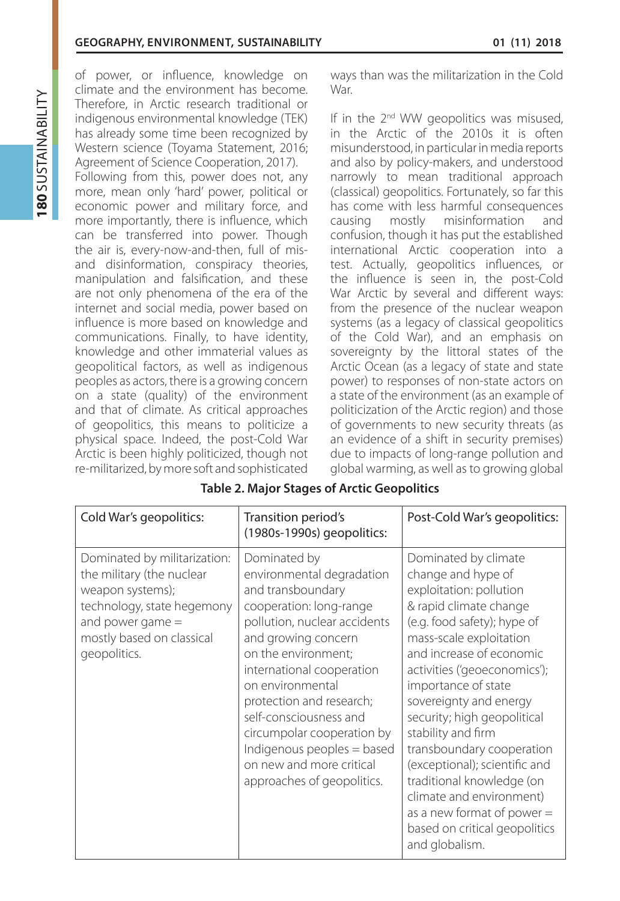of power, or influence, knowledge on climate and the environment has become. Therefore, in Arctic research traditional or indigenous environmental knowledge (TEK) has already some time been recognized by Western science (Toyama Statement, 2016; Agreement of Science Cooperation, 2017).

Following from this, power does not, any more, mean only 'hard' power, political or economic power and military force, and more importantly, there is influence, which can be transferred into power. Though the air is, every-now-and-then, full of mis- and disinformation, conspiracy theories, manipulation and falsification, and these are not only phenomena of the era of the internet and social media, power based on influence is more based on knowledge and communications. Finally, to have identity, knowledge and other immaterial values as geopolitical factors, as well as indigenous peoples as actors, there is a growing concern on a state (quality) of the environment and that of climate. As critical approaches of geopolitics, this means to politicize a physical space. Indeed, the post-Cold War Arctic is been highly politicized, though not re-militarized, by more soft and sophisticated ways than was the militarization in the Cold War.

If in the 2nd WW geopolitics was misused, in the Arctic of the 2010s it is often misunderstood, in particular in media reports and also by policy-makers, and understood narrowly to mean traditional approach (classical) geopolitics. Fortunately, so far this has come with less harmful consequences causing mostly misinformation and confusion, though it has put the established international Arctic cooperation into a test. Actually, geopolitics influences, or the influence is seen in, the post-Cold War Arctic by several and different ways: from the presence of the nuclear weapon systems (as a legacy of classical geopolitics of the Cold War), and an emphasis on sovereignty by the littoral states of the Arctic Ocean (as a legacy of state and state power) to responses of non-state actors on a state of the environment (as an example of politicization of the Arctic region) and those of governments to new security threats (as an evidence of a shift in security premises) due to impacts of long-range pollution and global warming, as well as to growing global

**Table 2. Major Stages of Arctic Geopolitics**

| Cold War's geopolitics: | Transition period's (1980s-1990s) geopolitics: | Post-Cold War's geopolitics: |
|---|---|---|
| Dominated by militarization: the military (the nuclear weapon systems); technology, state hegemony and power game = mostly based on classical geopolitics. | Dominated by environmental degradation and transboundary cooperation: long-range pollution, nuclear accidents and growing concern on the environment; international cooperation on environmental protection and research; self-consciousness and circumpolar cooperation by Indigenous peoples = based on new and more critical approaches of geopolitics. | Dominated by climate change and hype of exploitation: pollution & rapid climate change (e.g. food safety); hype of mass-scale exploitation and increase of economic activities ('geoeconomics'); importance of state sovereignty and energy security; high geopolitical stability and firm transboundary cooperation (exceptional); scientific and traditional knowledge (on climate and environment) as a new format of power = based on critical geopolitics and globalism. |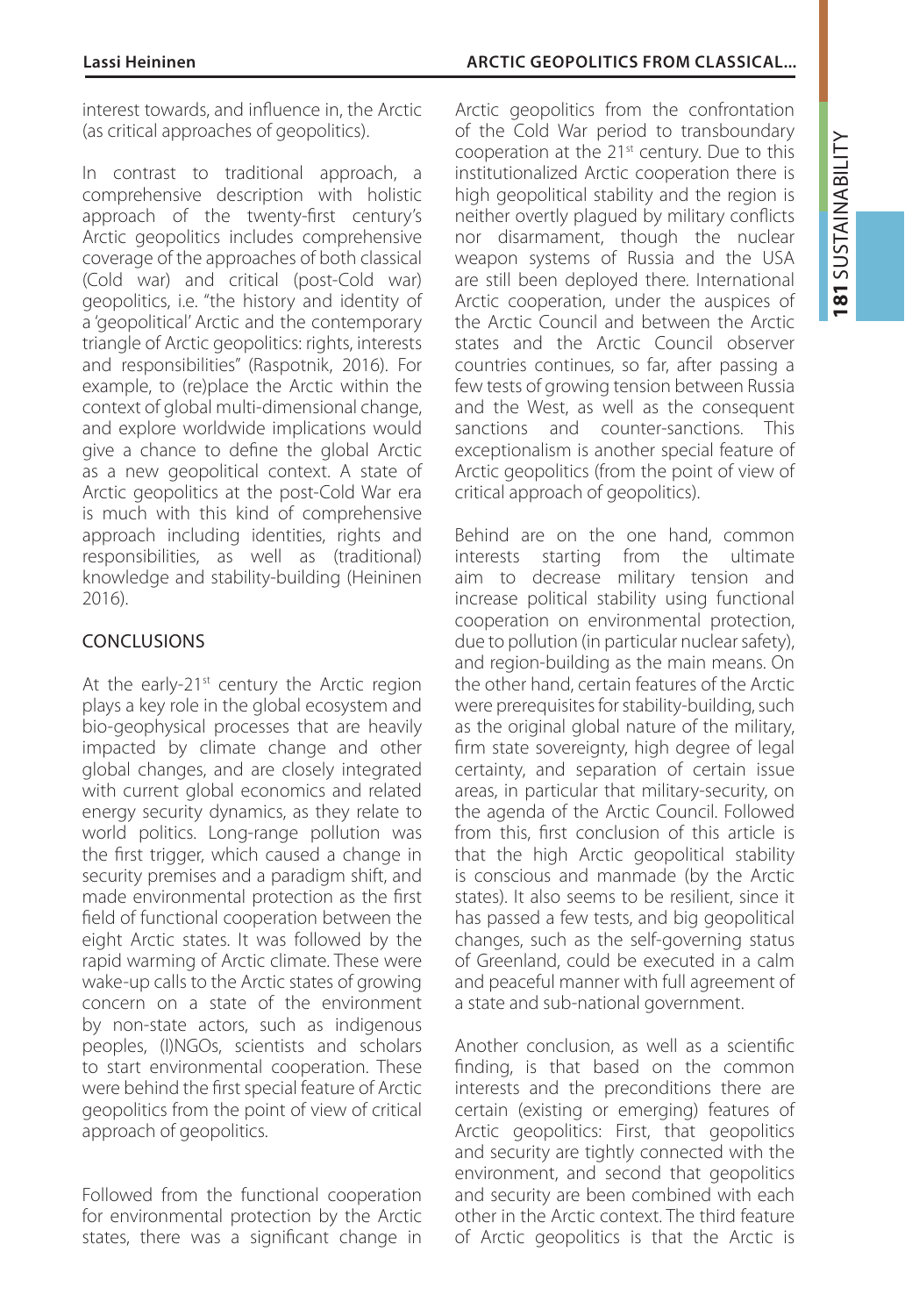interest towards, and influence in, the Arctic (as critical approaches of geopolitics).

In contrast to traditional approach, a comprehensive description with holistic approach of the twenty-first century's Arctic geopolitics includes comprehensive coverage of the approaches of both classical (Cold war) and critical (post-Cold war) geopolitics, i.e. "the history and identity of a 'geopolitical' Arctic and the contemporary triangle of Arctic geopolitics: rights, interests and responsibilities" (Raspotnik, 2016). For example, to (re)place the Arctic within the context of global multi-dimensional change, and explore worldwide implications would give a chance to define the global Arctic as a new geopolitical context. A state of Arctic geopolitics at the post-Cold War era is much with this kind of comprehensive approach including identities, rights and responsibilities, as well as (traditional) knowledge and stability-building (Heininen 2016).

## CONCLUSIONS

At the early-21st century the Arctic region plays a key role in the global ecosystem and bio-geophysical processes that are heavily impacted by climate change and other global changes, and are closely integrated with current global economics and related energy security dynamics, as they relate to world politics. Long-range pollution was the first trigger, which caused a change in security premises and a paradigm shift, and made environmental protection as the first field of functional cooperation between the eight Arctic states. It was followed by the rapid warming of Arctic climate. These were wake-up calls to the Arctic states of growing concern on a state of the environment by non-state actors, such as indigenous peoples, (I)NGOs, scientists and scholars to start environmental cooperation. These were behind the first special feature of Arctic geopolitics from the point of view of critical approach of geopolitics.

Followed from the functional cooperation for environmental protection by the Arctic states, there was a significant change in Arctic geopolitics from the confrontation of the Cold War period to transboundary cooperation at the 21st century. Due to this institutionalized Arctic cooperation there is high geopolitical stability and the region is neither overtly plagued by military conflicts nor disarmament, though the nuclear weapon systems of Russia and the USA are still been deployed there. International Arctic cooperation, under the auspices of the Arctic Council and between the Arctic states and the Arctic Council observer countries continues, so far, after passing a few tests of growing tension between Russia and the West, as well as the consequent sanctions and counter-sanctions. This exceptionalism is another special feature of Arctic geopolitics (from the point of view of critical approach of geopolitics).

Behind are on the one hand, common interests starting from the ultimate aim to decrease military tension and increase political stability using functional cooperation on environmental protection, due to pollution (in particular nuclear safety), and region-building as the main means. On the other hand, certain features of the Arctic were prerequisites for stability-building, such as the original global nature of the military, firm state sovereignty, high degree of legal certainty, and separation of certain issue areas, in particular that military-security, on the agenda of the Arctic Council. Followed from this, first conclusion of this article is that the high Arctic geopolitical stability is conscious and manmade (by the Arctic states). It also seems to be resilient, since it has passed a few tests, and big geopolitical changes, such as the self-governing status of Greenland, could be executed in a calm and peaceful manner with full agreement of a state and sub-national government.

Another conclusion, as well as a scientific finding, is that based on the common interests and the preconditions there are certain (existing or emerging) features of Arctic geopolitics: First, that geopolitics and security are tightly connected with the environment, and second that geopolitics and security are been combined with each other in the Arctic context. The third feature of Arctic geopolitics is that the Arctic is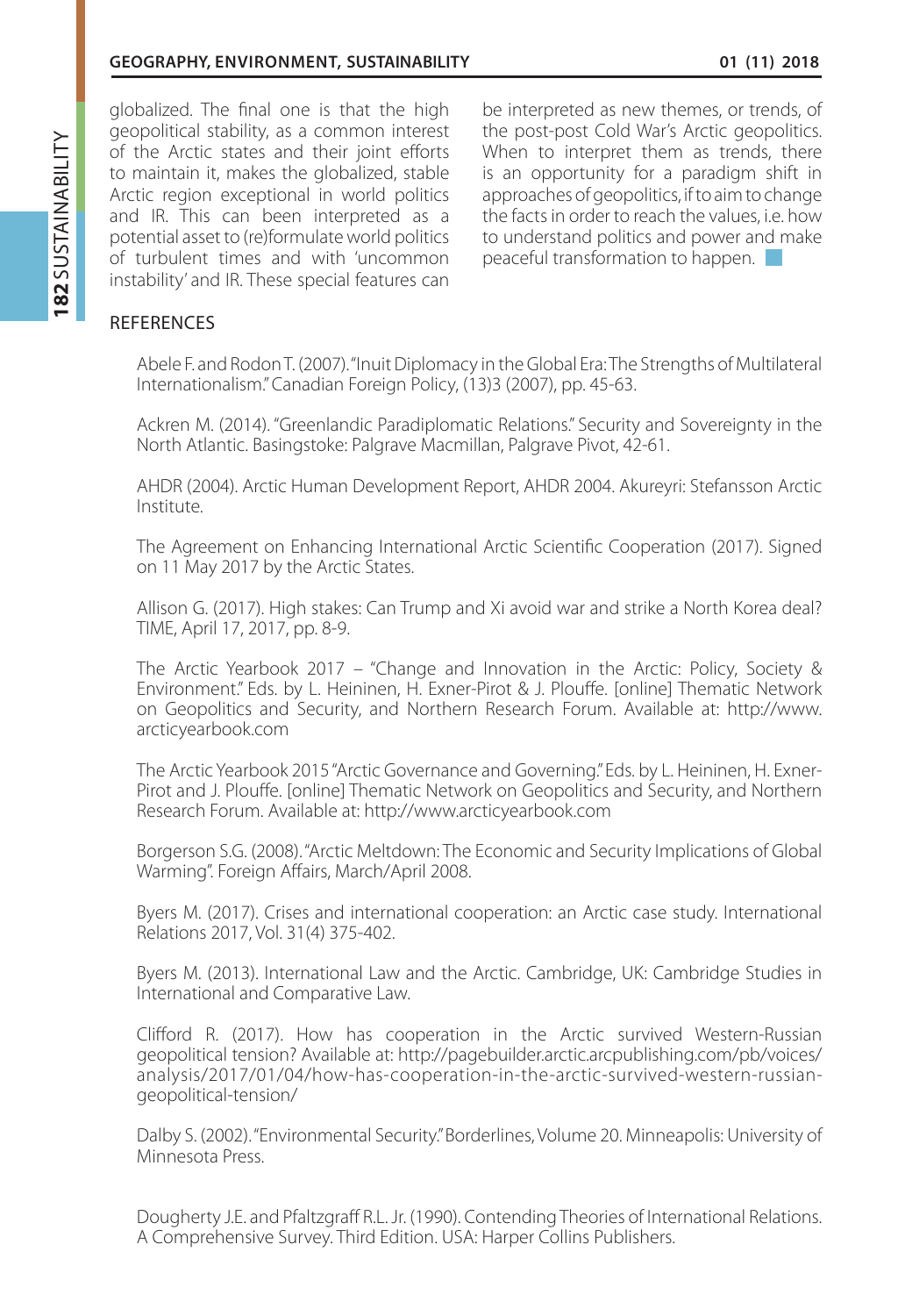globalized. The final one is that the high geopolitical stability, as a common interest of the Arctic states and their joint efforts to maintain it, makes the globalized, stable Arctic region exceptional in world politics and IR. This can been interpreted as a potential asset to (re)formulate world politics of turbulent times and with 'uncommon instability' and IR. These special features can be interpreted as new themes, or trends, of the post-post Cold War's Arctic geopolitics. When to interpret them as trends, there is an opportunity for a paradigm shift in approaches of geopolitics, if to aim to change the facts in order to reach the values, i.e. how to understand politics and power and make peaceful transformation to happen.

## REFERENCES

Abele F. and Rodon T. (2007). "Inuit Diplomacy in the Global Era: The Strengths of Multilateral Internationalism." Canadian Foreign Policy, (13)3 (2007), pp. 45-63.

Ackren M. (2014). "Greenlandic Paradiplomatic Relations." Security and Sovereignty in the North Atlantic. Basingstoke: Palgrave Macmillan, Palgrave Pivot, 42-61.

AHDR (2004). Arctic Human Development Report, AHDR 2004. Akureyri: Stefansson Arctic Institute.

The Agreement on Enhancing International Arctic Scientific Cooperation (2017). Signed on 11 May 2017 by the Arctic States.

Allison G. (2017). High stakes: Can Trump and Xi avoid war and strike a North Korea deal? TIME, April 17, 2017, pp. 8-9.

The Arctic Yearbook 2017 – "Change and Innovation in the Arctic: Policy, Society & Environment." Eds. by L. Heininen, H. Exner-Pirot & J. Plouffe. [online] Thematic Network on Geopolitics and Security, and Northern Research Forum. Available at: http://www.arcticyearbook.com

The Arctic Yearbook 2015 "Arctic Governance and Governing." Eds. by L. Heininen, H. Exner-Pirot and J. Plouffe. [online] Thematic Network on Geopolitics and Security, and Northern Research Forum. Available at: http://www.arcticyearbook.com

Borgerson S.G. (2008). "Arctic Meltdown: The Economic and Security Implications of Global Warming". Foreign Affairs, March/April 2008.

Byers M. (2017). Crises and international cooperation: an Arctic case study. International Relations 2017, Vol. 31(4) 375-402.

Byers M. (2013). International Law and the Arctic. Cambridge, UK: Cambridge Studies in International and Comparative Law.

Clifford R. (2017). How has cooperation in the Arctic survived Western-Russian geopolitical tension? Available at: http://pagebuilder.arctic.arcpublishing.com/pb/voices/analysis/2017/01/04/how-has-cooperation-in-the-arctic-survived-western-russian-geopolitical-tension/

Dalby S. (2002). "Environmental Security." Borderlines, Volume 20. Minneapolis: University of Minnesota Press.

Dougherty J.E. and Pfaltzgraff R.L. Jr. (1990). Contending Theories of International Relations. A Comprehensive Survey. Third Edition. USA: Harper Collins Publishers.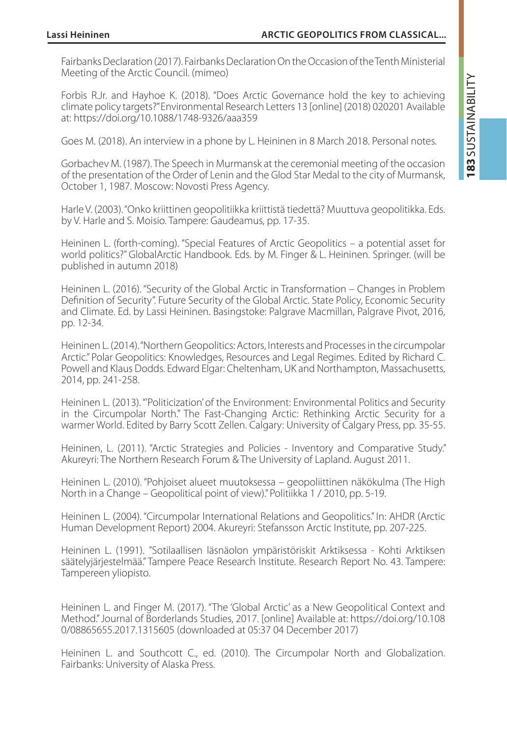Fairbanks Declaration (2017). Fairbanks Declaration On the Occasion of the Tenth Ministerial Meeting of the Arctic Council. (mimeo)

Forbis R.Jr. and Hayhoe K. (2018). "Does Arctic Governance hold the key to achieving climate policy targets?" Environmental Research Letters 13 [online] (2018) 020201 Available at: https://doi.org/10.1088/1748-9326/aaa359

Goes M. (2018). An interview in a phone by L. Heininen in 8 March 2018. Personal notes.

Gorbachev M. (1987). The Speech in Murmansk at the ceremonial meeting of the occasion of the presentation of the Order of Lenin and the Glod Star Medal to the city of Murmansk, October 1, 1987. Moscow: Novosti Press Agency.

Harle V. (2003). "Onko kriittinen geopolitiikka kriittistä tiedettä? Muuttuva geopolitikka. Eds. by V. Harle and S. Moisio. Tampere: Gaudeamus, pp. 17-35.

Heininen L. (forth-coming). "Special Features of Arctic Geopolitics – a potential asset for world politics?" GlobalArctic Handbook. Eds. by M. Finger & L. Heininen. Springer. (will be published in autumn 2018)

Heininen L. (2016). "Security of the Global Arctic in Transformation – Changes in Problem Definition of Security". Future Security of the Global Arctic. State Policy, Economic Security and Climate. Ed. by Lassi Heininen. Basingstoke: Palgrave Macmillan, Palgrave Pivot, 2016, pp. 12-34.

Heininen L. (2014). "Northern Geopolitics: Actors, Interests and Processes in the circumpolar Arctic." Polar Geopolitics: Knowledges, Resources and Legal Regimes. Edited by Richard C. Powell and Klaus Dodds. Edward Elgar: Cheltenham, UK and Northampton, Massachusetts, 2014, pp. 241-258.

Heininen L. (2013). "'Politicization' of the Environment: Environmental Politics and Security in the Circumpolar North." The Fast-Changing Arctic: Rethinking Arctic Security for a warmer World. Edited by Barry Scott Zellen. Calgary: University of Calgary Press, pp. 35-55.

Heininen, L. (2011). "Arctic Strategies and Policies - Inventory and Comparative Study." Akureyri: The Northern Research Forum & The University of Lapland. August 2011.

Heininen L. (2010). "Pohjoiset alueet muutoksessa – geopoliittinen näkökulma (The High North in a Change – Geopolitical point of view)." Politiikka 1 / 2010, pp. 5-19.

Heininen L. (2004). "Circumpolar International Relations and Geopolitics." In: AHDR (Arctic Human Development Report) 2004. Akureyri: Stefansson Arctic Institute, pp. 207-225.

Heininen L. (1991). "Sotilaallisen läsnäolon ympäristöriskit Arktiksessa - Kohti Arktiksen säätelyjärjestelmää." Tampere Peace Research Institute. Research Report No. 43. Tampere: Tampereen yliopisto.

Heininen L. and Finger M. (2017). "The 'Global Arctic' as a New Geopolitical Context and Method." Journal of Borderlands Studies, 2017. [online] Available at: https://doi.org/10.1080/08865655.2017.1315605 (downloaded at 05:37 04 December 2017)

Heininen L. and Southcott C., ed. (2010). The Circumpolar North and Globalization. Fairbanks: University of Alaska Press.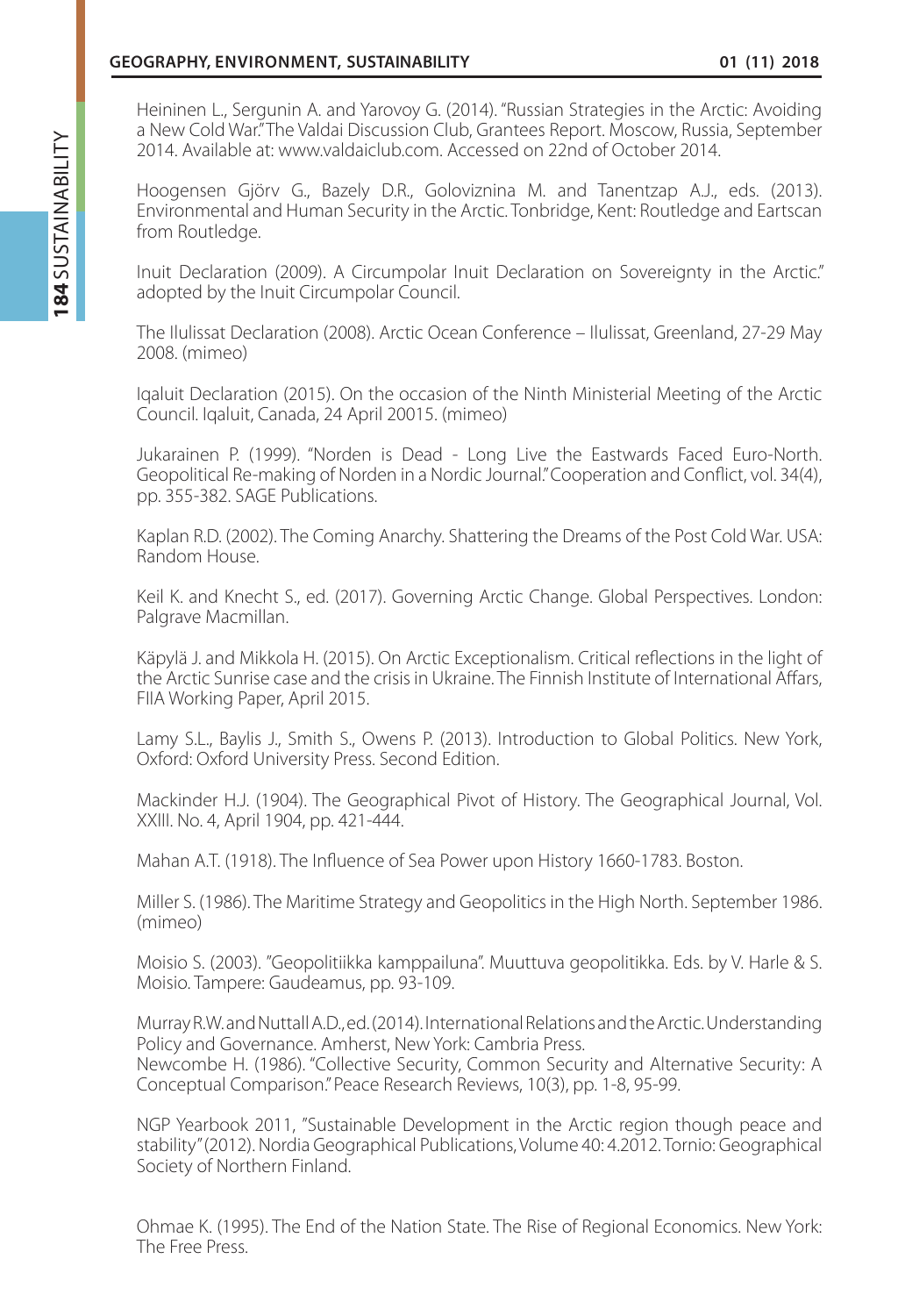Heininen L., Sergunin A. and Yarovoy G. (2014). "Russian Strategies in the Arctic: Avoiding a New Cold War." The Valdai Discussion Club, Grantees Report. Moscow, Russia, September 2014. Available at: www.valdaiclub.com. Accessed on 22nd of October 2014.

Hoogensen Gjörv G., Bazely D.R., Goloviznina M. and Tanentzap A.J., eds. (2013). Environmental and Human Security in the Arctic. Tonbridge, Kent: Routledge and Eartscan from Routledge.

Inuit Declaration (2009). A Circumpolar Inuit Declaration on Sovereignty in the Arctic." adopted by the Inuit Circumpolar Council.

The Ilulissat Declaration (2008). Arctic Ocean Conference – Ilulissat, Greenland, 27-29 May 2008. (mimeo)

Iqaluit Declaration (2015). On the occasion of the Ninth Ministerial Meeting of the Arctic Council. Iqaluit, Canada, 24 April 20015. (mimeo)

Jukarainen P. (1999). "Norden is Dead - Long Live the Eastwards Faced Euro-North. Geopolitical Re-making of Norden in a Nordic Journal." Cooperation and Conflict, vol. 34(4), pp. 355-382. SAGE Publications.

Kaplan R.D. (2002). The Coming Anarchy. Shattering the Dreams of the Post Cold War. USA: Random House.

Keil K. and Knecht S., ed. (2017). Governing Arctic Change. Global Perspectives. London: Palgrave Macmillan.

Käpylä J. and Mikkola H. (2015). On Arctic Exceptionalism. Critical reflections in the light of the Arctic Sunrise case and the crisis in Ukraine. The Finnish Institute of International Affars, FIIA Working Paper, April 2015.

Lamy S.L., Baylis J., Smith S., Owens P. (2013). Introduction to Global Politics. New York, Oxford: Oxford University Press. Second Edition.

Mackinder H.J. (1904). The Geographical Pivot of History. The Geographical Journal, Vol. XXIII. No. 4, April 1904, pp. 421-444.

Mahan A.T. (1918). The Influence of Sea Power upon History 1660-1783. Boston.

Miller S. (1986). The Maritime Strategy and Geopolitics in the High North. September 1986. (mimeo)

Moisio S. (2003). "Geopolitiikka kamppailuna". Muuttuva geopolitikka. Eds. by V. Harle & S. Moisio. Tampere: Gaudeamus, pp. 93-109.

Murray R.W. and Nuttall A.D., ed. (2014). International Relations and the Arctic. Understanding Policy and Governance. Amherst, New York: Cambria Press.

Newcombe H. (1986). "Collective Security, Common Security and Alternative Security: A Conceptual Comparison." Peace Research Reviews, 10(3), pp. 1-8, 95-99.

NGP Yearbook 2011, "Sustainable Development in the Arctic region though peace and stability" (2012). Nordia Geographical Publications, Volume 40: 4.2012. Tornio: Geographical Society of Northern Finland.

Ohmae K. (1995). The End of the Nation State. The Rise of Regional Economics. New York: The Free Press.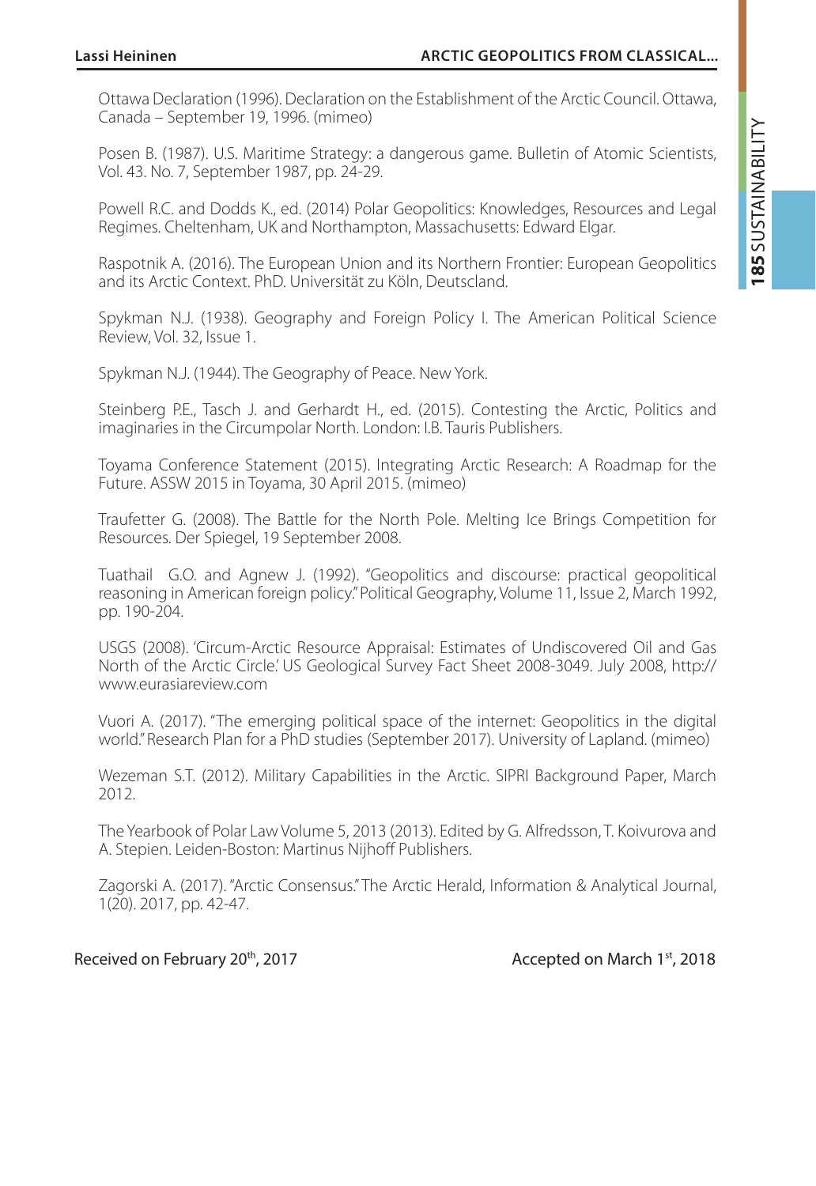Ottawa Declaration (1996). Declaration on the Establishment of the Arctic Council. Ottawa, Canada – September 19, 1996. (mimeo)

Posen B. (1987). U.S. Maritime Strategy: a dangerous game. Bulletin of Atomic Scientists, Vol. 43. No. 7, September 1987, pp. 24-29.

Powell R.C. and Dodds K., ed. (2014) Polar Geopolitics: Knowledges, Resources and Legal Regimes. Cheltenham, UK and Northampton, Massachusetts: Edward Elgar.

Raspotnik A. (2016). The European Union and its Northern Frontier: European Geopolitics and its Arctic Context. PhD. Universität zu Köln, Deutscland.

Spykman N.J. (1938). Geography and Foreign Policy I. The American Political Science Review, Vol. 32, Issue 1.

Spykman N.J. (1944). The Geography of Peace. New York.

Steinberg P.E., Tasch J. and Gerhardt H., ed. (2015). Contesting the Arctic, Politics and imaginaries in the Circumpolar North. London: I.B. Tauris Publishers.

Toyama Conference Statement (2015). Integrating Arctic Research: A Roadmap for the Future. ASSW 2015 in Toyama, 30 April 2015. (mimeo)

Traufetter G. (2008). The Battle for the North Pole. Melting Ice Brings Competition for Resources. Der Spiegel, 19 September 2008.

Tuathail G.O. and Agnew J. (1992). "Geopolitics and discourse: practical geopolitical reasoning in American foreign policy." Political Geography, Volume 11, Issue 2, March 1992, pp. 190-204.

USGS (2008). 'Circum-Arctic Resource Appraisal: Estimates of Undiscovered Oil and Gas North of the Arctic Circle.' US Geological Survey Fact Sheet 2008-3049. July 2008, http://www.eurasiareview.com

Vuori A. (2017). "The emerging political space of the internet: Geopolitics in the digital world." Research Plan for a PhD studies (September 2017). University of Lapland. (mimeo)

Wezeman S.T. (2012). Military Capabilities in the Arctic. SIPRI Background Paper, March 2012.

The Yearbook of Polar Law Volume 5, 2013 (2013). Edited by G. Alfredsson, T. Koivurova and A. Stepien. Leiden-Boston: Martinus Nijhoff Publishers.

Zagorski A. (2017). "Arctic Consensus." The Arctic Herald, Information & Analytical Journal, 1(20). 2017, pp. 42-47.

Received on February 20th, 2017 Accepted on March 1st, 2018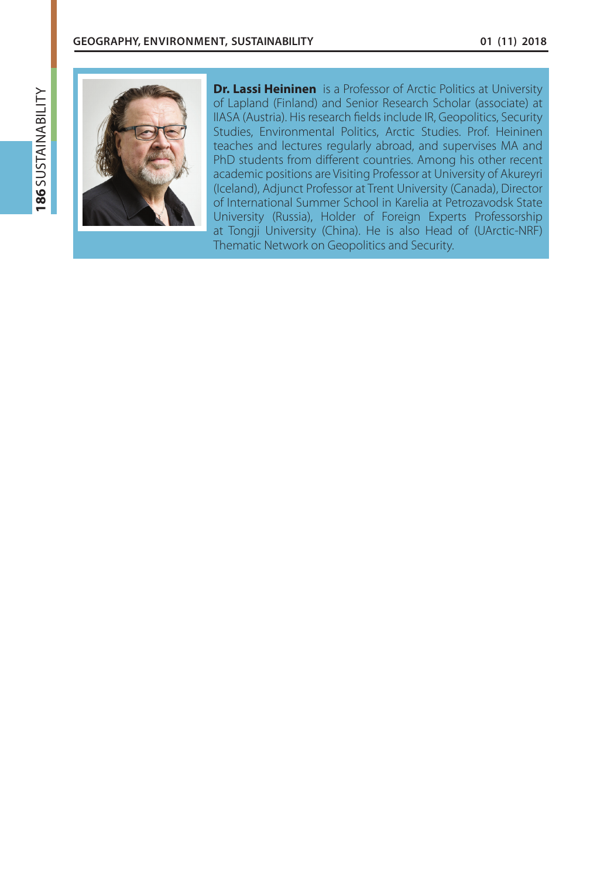**Dr. Lassi Heininen** is a Professor of Arctic Politics at University of Lapland (Finland) and Senior Research Scholar (associate) at IIASA (Austria). His research fields include IR, Geopolitics, Security Studies, Environmental Politics, Arctic Studies. Prof. Heininen teaches and lectures regularly abroad, and supervises MA and PhD students from different countries. Among his other recent academic positions are Visiting Professor at University of Akureyri (Iceland), Adjunct Professor at Trent University (Canada), Director of International Summer School in Karelia at Petrozavodsk State University (Russia), Holder of Foreign Experts Professorship at Tongji University (China). He is also Head of (UArctic-NRF) Thematic Network on Geopolitics and Security.